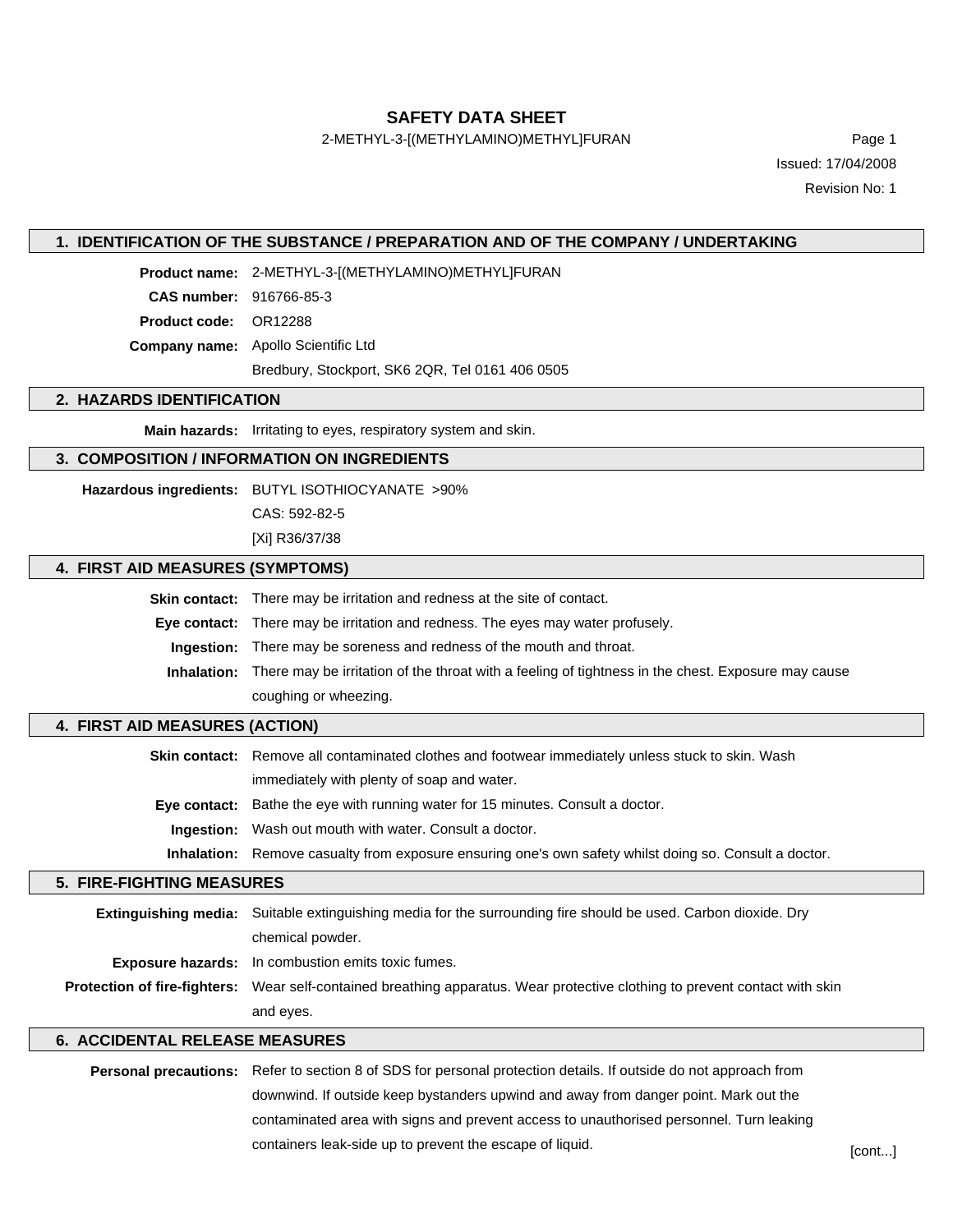# SAFETY DATA SHEET

2-METHYL-3-[(METHYLAMINO)METHYL]FURAN

Issued: 17/04/2008

Revision No: 1

## 1. IDENTIFICATION OF THE SUBSTANCE / PREPARATION AND OF THE COMPANY / UNDERTAKING

**Product name:** 2-METHYL-3-[(METHYLAMINO)METHYL]FURAN

**CAS number:** 916766-85-3

**Product code:** OR12288

**Company name:** Apollo Scientific Ltd

Bredbury, Stockport, SK6 2QR, Tel 0161 406 0505

## 2. HAZARDS IDENTIFICATION

**Main hazards:** Irritating to eyes, respiratory system and skin.

## 3. COMPOSITION / INFORMATION ON INGREDIENTS

**Hazardous ingredients:** BUTYL ISOTHIOCYANATE >90%

CAS: 592-82-5

[Xi] R36/37/38

## 4. FIRST AID MEASURES (SYMPTOMS)

**Skin contact:** There may be irritation and redness at the site of contact.

**Eye contact:** There may be irritation and redness. The eyes may water profusely.

**Ingestion:** There may be soreness and redness of the mouth and throat.

**Inhalation:** There may be irritation of the throat with a feeling of tightness in the chest. Exposure may cause coughing or wheezing.

## 4. FIRST AID MEASURES (ACTION)

**Skin contact:** Remove all contaminated clothes and footwear immediately unless stuck to skin. Wash immediately with plenty of soap and water.

**Eye contact:** Bathe the eye with running water for 15 minutes. Consult a doctor.

**Ingestion:** Wash out mouth with water. Consult a doctor.

**Inhalation:** Remove casualty from exposure ensuring one's own safety whilst doing so. Consult a doctor.

## 5. FIRE-FIGHTING MEASURES

**Extinguishing media:** Suitable extinguishing media for the surrounding fire should be used. Carbon dioxide. Dry chemical powder.

**Exposure hazards:** In combustion emits toxic fumes.

**Protection of fire-fighters:** Wear self-contained breathing apparatus. Wear protective clothing to prevent contact with skin and eyes.

## 6. ACCIDENTAL RELEASE MEASURES

**Personal precautions:** Refer to section 8 of SDS for personal protection details. If outside do not approach from downwind. If outside keep bystanders upwind and away from danger point. Mark out the contaminated area with signs and prevent access to unauthorised personnel. Turn leaking containers leak-side up to prevent the escape of liquid.

[cont...]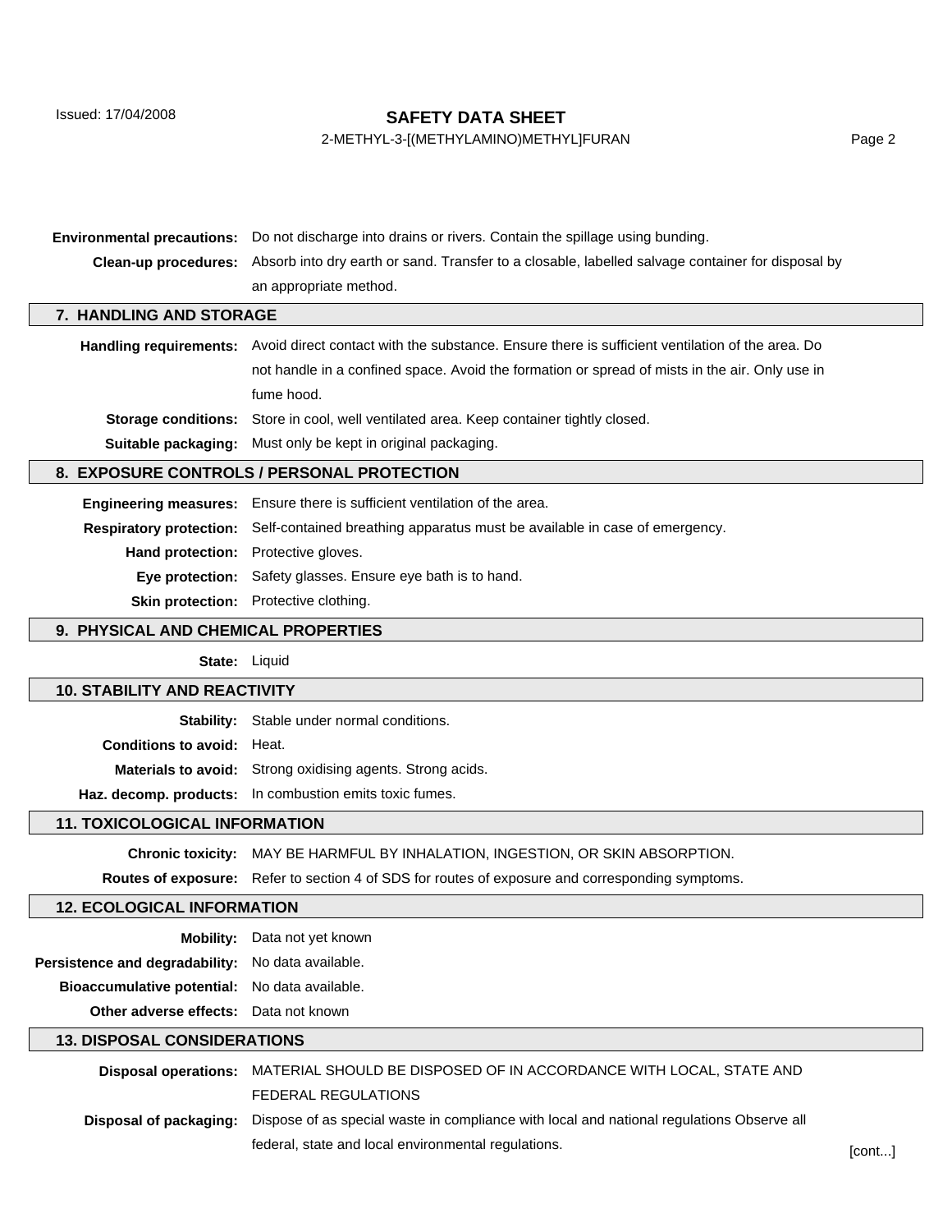**Environmental precautions:** Do not discharge into drains or rivers. Contain the spillage using bunding.

**Clean-up procedures:** Absorb into dry earth or sand. Transfer to a closable, labelled salvage container for disposal by an appropriate method.

## 7. HANDLING AND STORAGE

**Handling requirements:** Avoid direct contact with the substance. Ensure there is sufficient ventilation of the area. Do not handle in a confined space. Avoid the formation or spread of mists in the air. Only use in fume hood.

**Storage conditions:** Store in cool, well ventilated area. Keep container tightly closed.

**Suitable packaging:** Must only be kept in original packaging.

## 8. EXPOSURE CONTROLS / PERSONAL PROTECTION

**Engineering measures:** Ensure there is sufficient ventilation of the area.

**Respiratory protection:** Self-contained breathing apparatus must be available in case of emergency.

**Hand protection:** Protective gloves.

**Eye protection:** Safety glasses. Ensure eye bath is to hand.

**Skin protection:** Protective clothing.

## 9. PHYSICAL AND CHEMICAL PROPERTIES

**State:** Liquid

## 10. STABILITY AND REACTIVITY

**Stability:** Stable under normal conditions.

**Conditions to avoid:** Heat.

**Materials to avoid:** Strong oxidising agents. Strong acids.

**Haz. decomp. products:** In combustion emits toxic fumes.

## 11. TOXICOLOGICAL INFORMATION

**Chronic toxicity:** MAY BE HARMFUL BY INHALATION, INGESTION, OR SKIN ABSORPTION.

**Routes of exposure:** Refer to section 4 of SDS for routes of exposure and corresponding symptoms.

## 12. ECOLOGICAL INFORMATION

**Mobility:** Data not yet known

**Persistence and degradability:** No data available.

**Bioaccumulative potential:** No data available.

**Other adverse effects:** Data not known

## 13. DISPOSAL CONSIDERATIONS

**Disposal operations:** MATERIAL SHOULD BE DISPOSED OF IN ACCORDANCE WITH LOCAL, STATE AND FEDERAL REGULATIONS

**Disposal of packaging:** Dispose of as special waste in compliance with local and national regulations Observe all federal, state and local environmental regulations.

[cont...]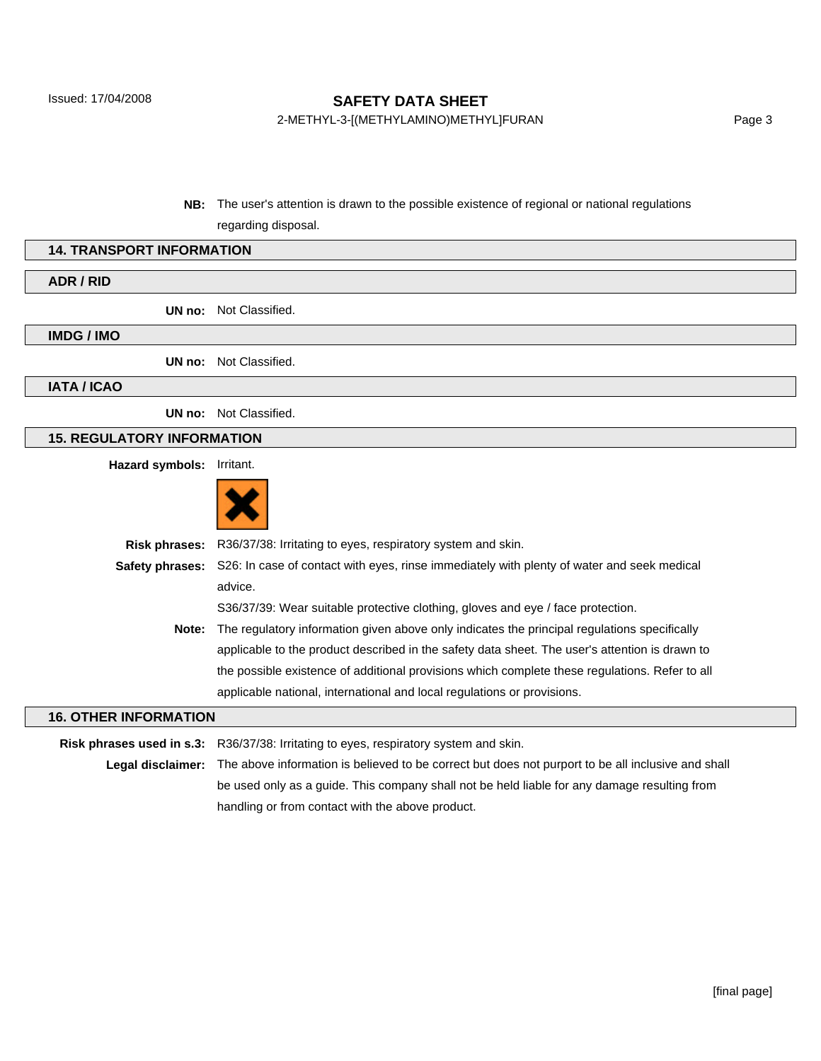**NB:** The user's attention is drawn to the possible existence of regional or national regulations regarding disposal.

## 14. TRANSPORT INFORMATION

### ADR / RID

**UN no:** Not Classified.

### IMDG / IMO

**UN no:** Not Classified.

### IATA / ICAO

**UN no:** Not Classified.

## 15. REGULATORY INFORMATION

**Hazard symbols:** Irritant.

**Risk phrases:** R36/37/38: Irritating to eyes, respiratory system and skin.

**Safety phrases:** S26: In case of contact with eyes, rinse immediately with plenty of water and seek medical advice.

S36/37/39: Wear suitable protective clothing, gloves and eye / face protection.

**Note:** The regulatory information given above only indicates the principal regulations specifically applicable to the product described in the safety data sheet. The user's attention is drawn to the possible existence of additional provisions which complete these regulations. Refer to all applicable national, international and local regulations or provisions.

## 16. OTHER INFORMATION

**Risk phrases used in s.3:** R36/37/38: Irritating to eyes, respiratory system and skin.

**Legal disclaimer:** The above information is believed to be correct but does not purport to be all inclusive and shall be used only as a guide. This company shall not be held liable for any damage resulting from handling or from contact with the above product.

[final page]